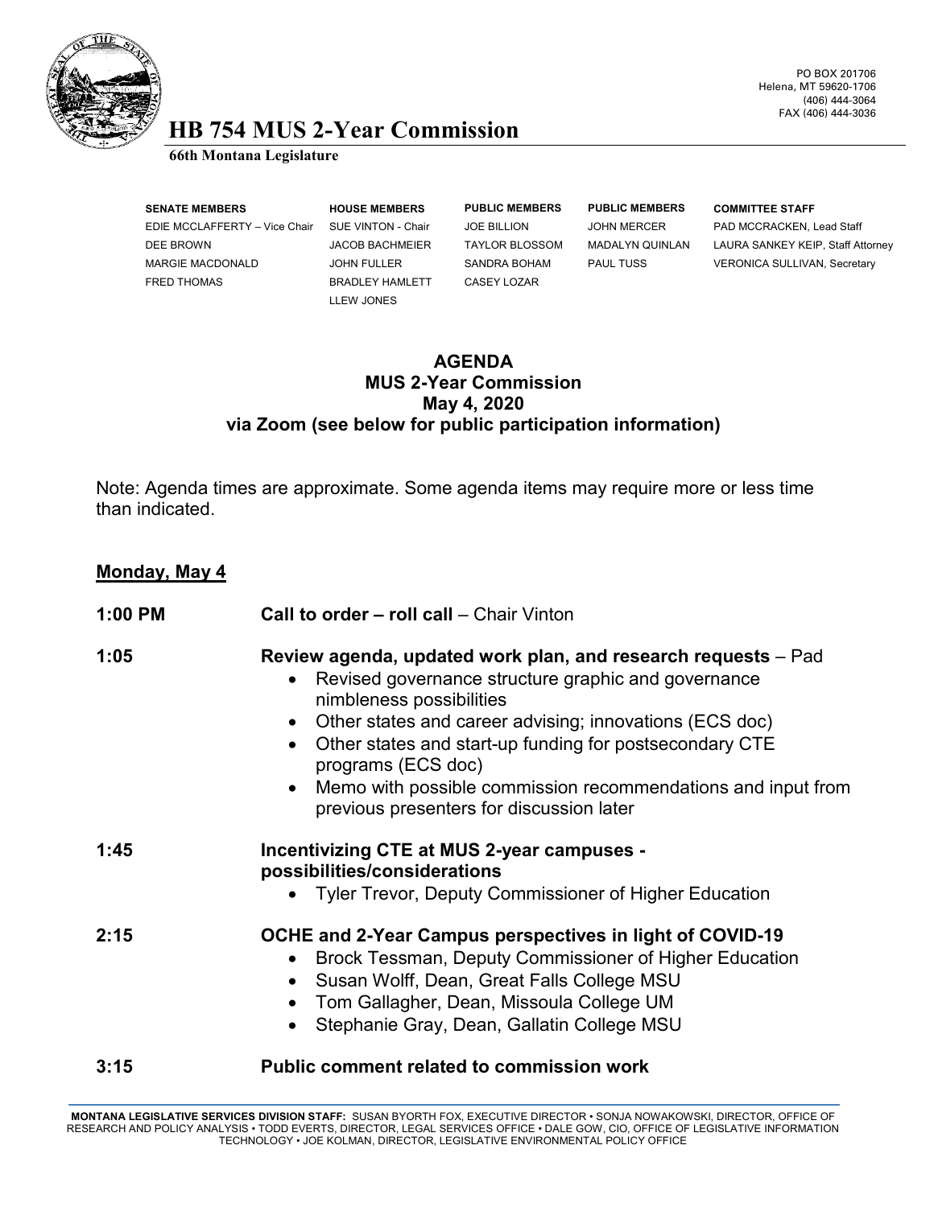PO BOX 201706
Helena, MT 59620-1706
(406) 444-3064
FAX (406) 444-3036

# HB 754 MUS 2-Year Commission

**66th Montana Legislature**

| SENATE MEMBERS | HOUSE MEMBERS | PUBLIC MEMBERS | PUBLIC MEMBERS | COMMITTEE STAFF |
|---|---|---|---|---|
| EDIE MCCLAFFERTY – Vice Chair | SUE VINTON - Chair | JOE BILLION | JOHN MERCER | PAD MCCRACKEN, Lead Staff |
| DEE BROWN | JACOB BACHMEIER | TAYLOR BLOSSOM | MADALYN QUINLAN | LAURA SANKEY KEIP, Staff Attorney |
| MARGIE MACDONALD | JOHN FULLER | SANDRA BOHAM | PAUL TUSS | VERONICA SULLIVAN, Secretary |
| FRED THOMAS | BRADLEY HAMLETT | CASEY LOZAR | | |
| | LLEW JONES | | | |

## AGENDA
## MUS 2-Year Commission
## May 4, 2020
## via Zoom (see below for public participation information)

Note: Agenda times are approximate. Some agenda items may require more or less time than indicated.

**Monday, May 4**

**1:00 PM** **Call to order – roll call** – Chair Vinton

**1:05** **Review agenda, updated work plan, and research requests** – Pad

- Revised governance structure graphic and governance nimbleness possibilities
- Other states and career advising; innovations (ECS doc)
- Other states and start-up funding for postsecondary CTE programs (ECS doc)
- Memo with possible commission recommendations and input from previous presenters for discussion later

**1:45** **Incentivizing CTE at MUS 2-year campuses - possibilities/considerations**

- Tyler Trevor, Deputy Commissioner of Higher Education

**2:15** **OCHE and 2-Year Campus perspectives in light of COVID-19**

- Brock Tessman, Deputy Commissioner of Higher Education
- Susan Wolff, Dean, Great Falls College MSU
- Tom Gallagher, Dean, Missoula College UM
- Stephanie Gray, Dean, Gallatin College MSU

**3:15** **Public comment related to commission work**

**MONTANA LEGISLATIVE SERVICES DIVISION STAFF:** SUSAN BYORTH FOX, EXECUTIVE DIRECTOR • SONJA NOWAKOWSKI, DIRECTOR, OFFICE OF RESEARCH AND POLICY ANALYSIS • TODD EVERTS, DIRECTOR, LEGAL SERVICES OFFICE • DALE GOW, CIO, OFFICE OF LEGISLATIVE INFORMATION TECHNOLOGY • JOE KOLMAN, DIRECTOR, LEGISLATIVE ENVIRONMENTAL POLICY OFFICE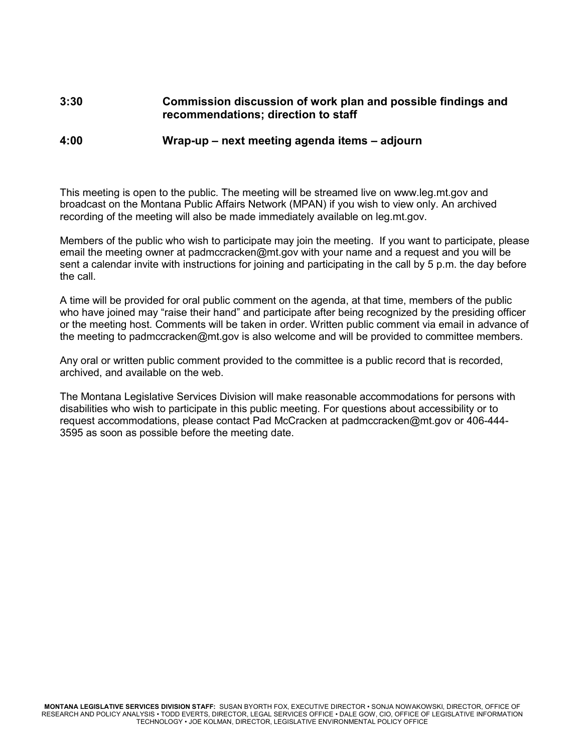**3:30** **Commission discussion of work plan and possible findings and recommendations; direction to staff**

**4:00** **Wrap-up – next meeting agenda items – adjourn**

This meeting is open to the public. The meeting will be streamed live on www.leg.mt.gov and broadcast on the Montana Public Affairs Network (MPAN) if you wish to view only. An archived recording of the meeting will also be made immediately available on leg.mt.gov.

Members of the public who wish to participate may join the meeting. If you want to participate, please email the meeting owner at padmccracken@mt.gov with your name and a request and you will be sent a calendar invite with instructions for joining and participating in the call by 5 p.m. the day before the call.

A time will be provided for oral public comment on the agenda, at that time, members of the public who have joined may "raise their hand" and participate after being recognized by the presiding officer or the meeting host. Comments will be taken in order. Written public comment via email in advance of the meeting to padmccracken@mt.gov is also welcome and will be provided to committee members.

Any oral or written public comment provided to the committee is a public record that is recorded, archived, and available on the web.

The Montana Legislative Services Division will make reasonable accommodations for persons with disabilities who wish to participate in this public meeting. For questions about accessibility or to request accommodations, please contact Pad McCracken at padmccracken@mt.gov or 406-444-3595 as soon as possible before the meeting date.

**MONTANA LEGISLATIVE SERVICES DIVISION STAFF:** SUSAN BYORTH FOX, EXECUTIVE DIRECTOR • SONJA NOWAKOWSKI, DIRECTOR, OFFICE OF RESEARCH AND POLICY ANALYSIS • TODD EVERTS, DIRECTOR, LEGAL SERVICES OFFICE • DALE GOW, CIO, OFFICE OF LEGISLATIVE INFORMATION TECHNOLOGY • JOE KOLMAN, DIRECTOR, LEGISLATIVE ENVIRONMENTAL POLICY OFFICE